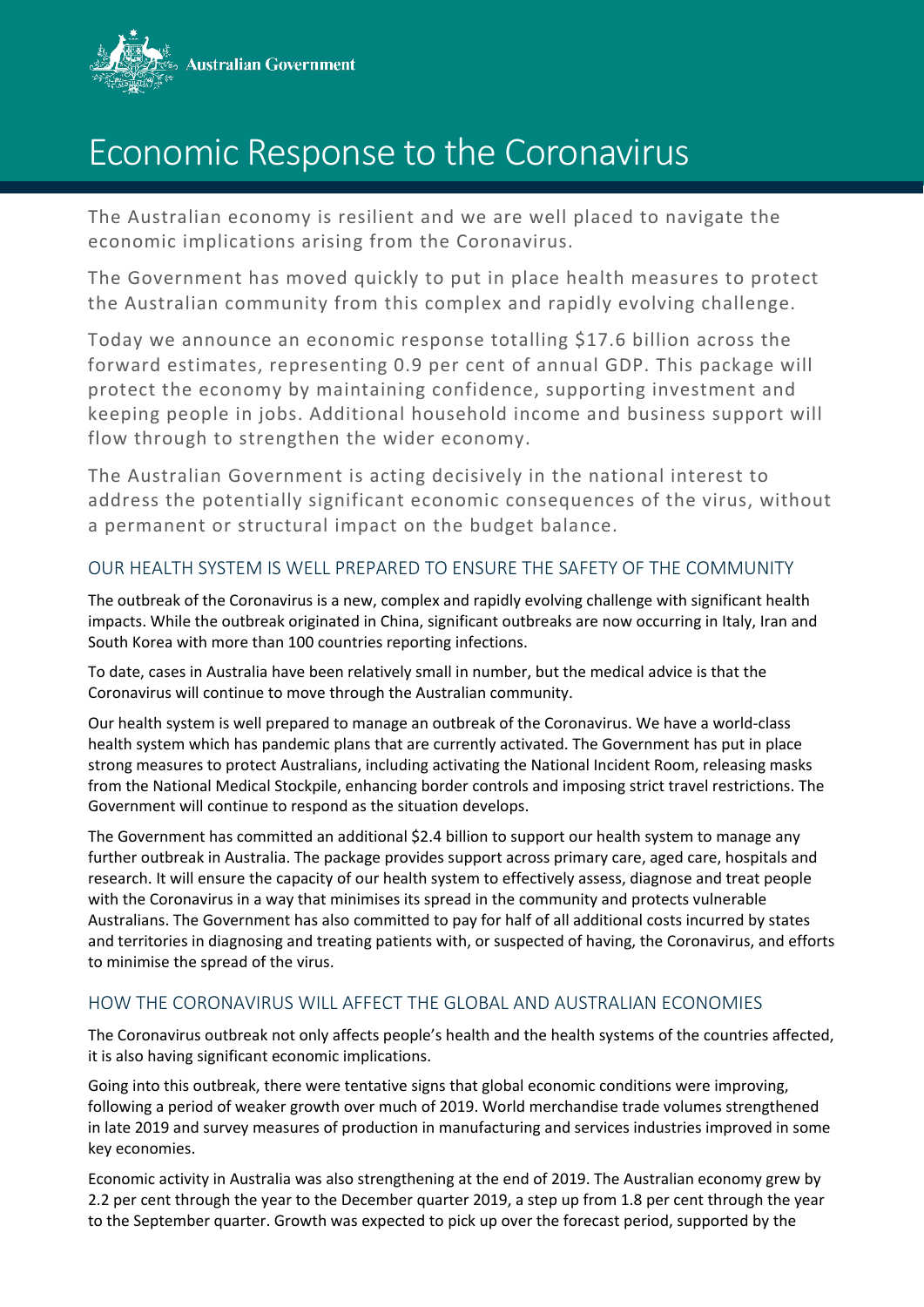Australian Government

# Economic Response to the Coronavirus

The Australian economy is resilient and we are well placed to navigate the economic implications arising from the Coronavirus.

The Government has moved quickly to put in place health measures to protect the Australian community from this complex and rapidly evolving challenge.

Today we announce an economic response totalling $17.6 billion across the forward estimates, representing 0.9 per cent of annual GDP. This package will protect the economy by maintaining confidence, supporting investment and keeping people in jobs. Additional household income and business support will flow through to strengthen the wider economy.

The Australian Government is acting decisively in the national interest to address the potentially significant economic consequences of the virus, without a permanent or structural impact on the budget balance.

## OUR HEALTH SYSTEM IS WELL PREPARED TO ENSURE THE SAFETY OF THE COMMUNITY

The outbreak of the Coronavirus is a new, complex and rapidly evolving challenge with significant health impacts. While the outbreak originated in China, significant outbreaks are now occurring in Italy, Iran and South Korea with more than 100 countries reporting infections.

To date, cases in Australia have been relatively small in number, but the medical advice is that the Coronavirus will continue to move through the Australian community.

Our health system is well prepared to manage an outbreak of the Coronavirus. We have a world-class health system which has pandemic plans that are currently activated. The Government has put in place strong measures to protect Australians, including activating the National Incident Room, releasing masks from the National Medical Stockpile, enhancing border controls and imposing strict travel restrictions. The Government will continue to respond as the situation develops.

The Government has committed an additional $2.4 billion to support our health system to manage any further outbreak in Australia. The package provides support across primary care, aged care, hospitals and research. It will ensure the capacity of our health system to effectively assess, diagnose and treat people with the Coronavirus in a way that minimises its spread in the community and protects vulnerable Australians. The Government has also committed to pay for half of all additional costs incurred by states and territories in diagnosing and treating patients with, or suspected of having, the Coronavirus, and efforts to minimise the spread of the virus.

## HOW THE CORONAVIRUS WILL AFFECT THE GLOBAL AND AUSTRALIAN ECONOMIES

The Coronavirus outbreak not only affects people's health and the health systems of the countries affected, it is also having significant economic implications.

Going into this outbreak, there were tentative signs that global economic conditions were improving, following a period of weaker growth over much of 2019. World merchandise trade volumes strengthened in late 2019 and survey measures of production in manufacturing and services industries improved in some key economies.

Economic activity in Australia was also strengthening at the end of 2019. The Australian economy grew by 2.2 per cent through the year to the December quarter 2019, a step up from 1.8 per cent through the year to the September quarter. Growth was expected to pick up over the forecast period, supported by the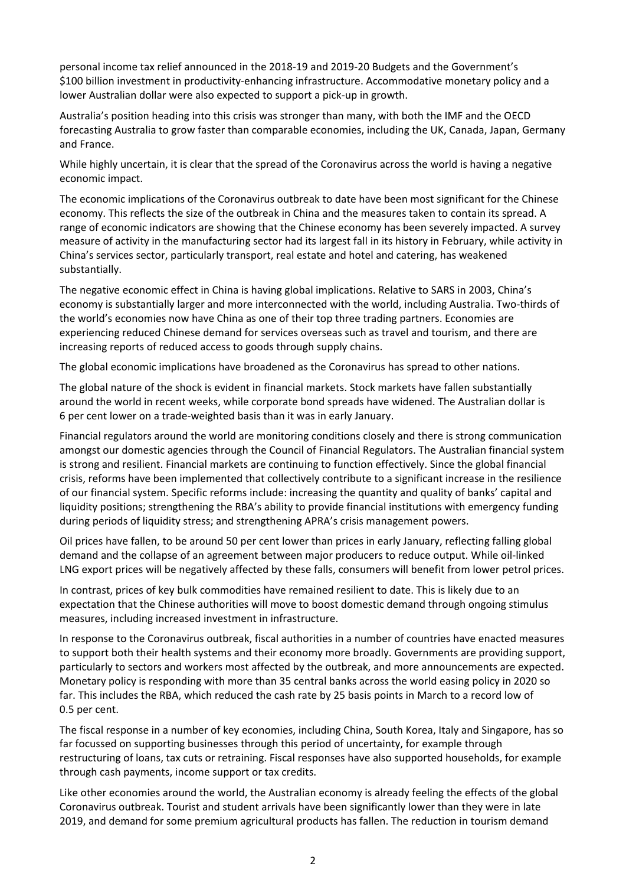personal income tax relief announced in the 2018-19 and 2019-20 Budgets and the Government's $100 billion investment in productivity-enhancing infrastructure. Accommodative monetary policy and a lower Australian dollar were also expected to support a pick-up in growth.

Australia's position heading into this crisis was stronger than many, with both the IMF and the OECD forecasting Australia to grow faster than comparable economies, including the UK, Canada, Japan, Germany and France.

While highly uncertain, it is clear that the spread of the Coronavirus across the world is having a negative economic impact.

The economic implications of the Coronavirus outbreak to date have been most significant for the Chinese economy. This reflects the size of the outbreak in China and the measures taken to contain its spread. A range of economic indicators are showing that the Chinese economy has been severely impacted. A survey measure of activity in the manufacturing sector had its largest fall in its history in February, while activity in China's services sector, particularly transport, real estate and hotel and catering, has weakened substantially.

The negative economic effect in China is having global implications. Relative to SARS in 2003, China's economy is substantially larger and more interconnected with the world, including Australia. Two-thirds of the world's economies now have China as one of their top three trading partners. Economies are experiencing reduced Chinese demand for services overseas such as travel and tourism, and there are increasing reports of reduced access to goods through supply chains.

The global economic implications have broadened as the Coronavirus has spread to other nations.

The global nature of the shock is evident in financial markets. Stock markets have fallen substantially around the world in recent weeks, while corporate bond spreads have widened. The Australian dollar is 6 per cent lower on a trade-weighted basis than it was in early January.

Financial regulators around the world are monitoring conditions closely and there is strong communication amongst our domestic agencies through the Council of Financial Regulators. The Australian financial system is strong and resilient. Financial markets are continuing to function effectively. Since the global financial crisis, reforms have been implemented that collectively contribute to a significant increase in the resilience of our financial system. Specific reforms include: increasing the quantity and quality of banks' capital and liquidity positions; strengthening the RBA's ability to provide financial institutions with emergency funding during periods of liquidity stress; and strengthening APRA's crisis management powers.

Oil prices have fallen, to be around 50 per cent lower than prices in early January, reflecting falling global demand and the collapse of an agreement between major producers to reduce output. While oil-linked LNG export prices will be negatively affected by these falls, consumers will benefit from lower petrol prices.

In contrast, prices of key bulk commodities have remained resilient to date. This is likely due to an expectation that the Chinese authorities will move to boost domestic demand through ongoing stimulus measures, including increased investment in infrastructure.

In response to the Coronavirus outbreak, fiscal authorities in a number of countries have enacted measures to support both their health systems and their economy more broadly. Governments are providing support, particularly to sectors and workers most affected by the outbreak, and more announcements are expected. Monetary policy is responding with more than 35 central banks across the world easing policy in 2020 so far. This includes the RBA, which reduced the cash rate by 25 basis points in March to a record low of 0.5 per cent.

The fiscal response in a number of key economies, including China, South Korea, Italy and Singapore, has so far focussed on supporting businesses through this period of uncertainty, for example through restructuring of loans, tax cuts or retraining. Fiscal responses have also supported households, for example through cash payments, income support or tax credits.

Like other economies around the world, the Australian economy is already feeling the effects of the global Coronavirus outbreak. Tourist and student arrivals have been significantly lower than they were in late 2019, and demand for some premium agricultural products has fallen. The reduction in tourism demand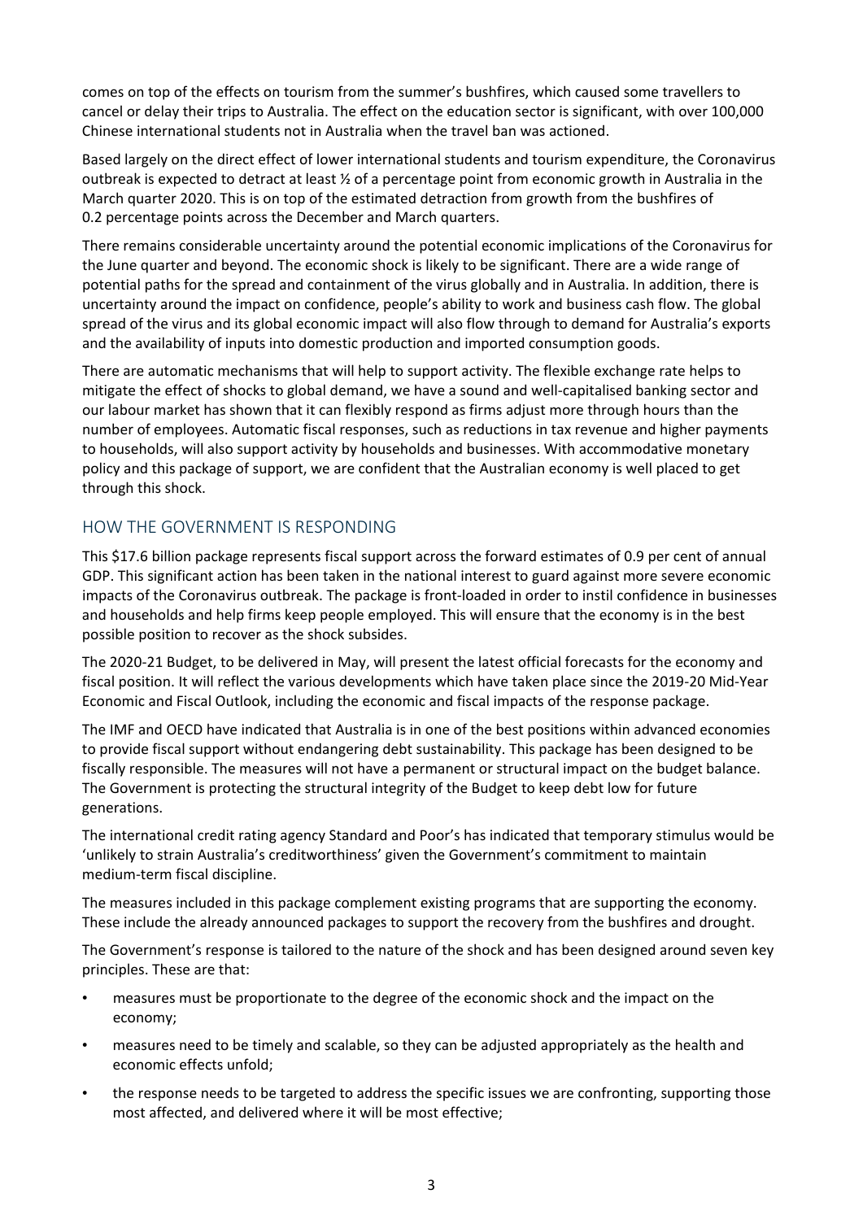comes on top of the effects on tourism from the summer's bushfires, which caused some travellers to cancel or delay their trips to Australia. The effect on the education sector is significant, with over 100,000 Chinese international students not in Australia when the travel ban was actioned.

Based largely on the direct effect of lower international students and tourism expenditure, the Coronavirus outbreak is expected to detract at least ½ of a percentage point from economic growth in Australia in the March quarter 2020. This is on top of the estimated detraction from growth from the bushfires of 0.2 percentage points across the December and March quarters.

There remains considerable uncertainty around the potential economic implications of the Coronavirus for the June quarter and beyond. The economic shock is likely to be significant. There are a wide range of potential paths for the spread and containment of the virus globally and in Australia. In addition, there is uncertainty around the impact on confidence, people's ability to work and business cash flow. The global spread of the virus and its global economic impact will also flow through to demand for Australia's exports and the availability of inputs into domestic production and imported consumption goods.

There are automatic mechanisms that will help to support activity. The flexible exchange rate helps to mitigate the effect of shocks to global demand, we have a sound and well-capitalised banking sector and our labour market has shown that it can flexibly respond as firms adjust more through hours than the number of employees. Automatic fiscal responses, such as reductions in tax revenue and higher payments to households, will also support activity by households and businesses. With accommodative monetary policy and this package of support, we are confident that the Australian economy is well placed to get through this shock.

## HOW THE GOVERNMENT IS RESPONDING

This $17.6 billion package represents fiscal support across the forward estimates of 0.9 per cent of annual GDP. This significant action has been taken in the national interest to guard against more severe economic impacts of the Coronavirus outbreak. The package is front-loaded in order to instil confidence in businesses and households and help firms keep people employed. This will ensure that the economy is in the best possible position to recover as the shock subsides.

The 2020-21 Budget, to be delivered in May, will present the latest official forecasts for the economy and fiscal position. It will reflect the various developments which have taken place since the 2019-20 Mid-Year Economic and Fiscal Outlook, including the economic and fiscal impacts of the response package.

The IMF and OECD have indicated that Australia is in one of the best positions within advanced economies to provide fiscal support without endangering debt sustainability. This package has been designed to be fiscally responsible. The measures will not have a permanent or structural impact on the budget balance. The Government is protecting the structural integrity of the Budget to keep debt low for future generations.

The international credit rating agency Standard and Poor's has indicated that temporary stimulus would be 'unlikely to strain Australia's creditworthiness' given the Government's commitment to maintain medium-term fiscal discipline.

The measures included in this package complement existing programs that are supporting the economy. These include the already announced packages to support the recovery from the bushfires and drought.

The Government's response is tailored to the nature of the shock and has been designed around seven key principles. These are that:

- measures must be proportionate to the degree of the economic shock and the impact on the economy;
- measures need to be timely and scalable, so they can be adjusted appropriately as the health and economic effects unfold;
- the response needs to be targeted to address the specific issues we are confronting, supporting those most affected, and delivered where it will be most effective;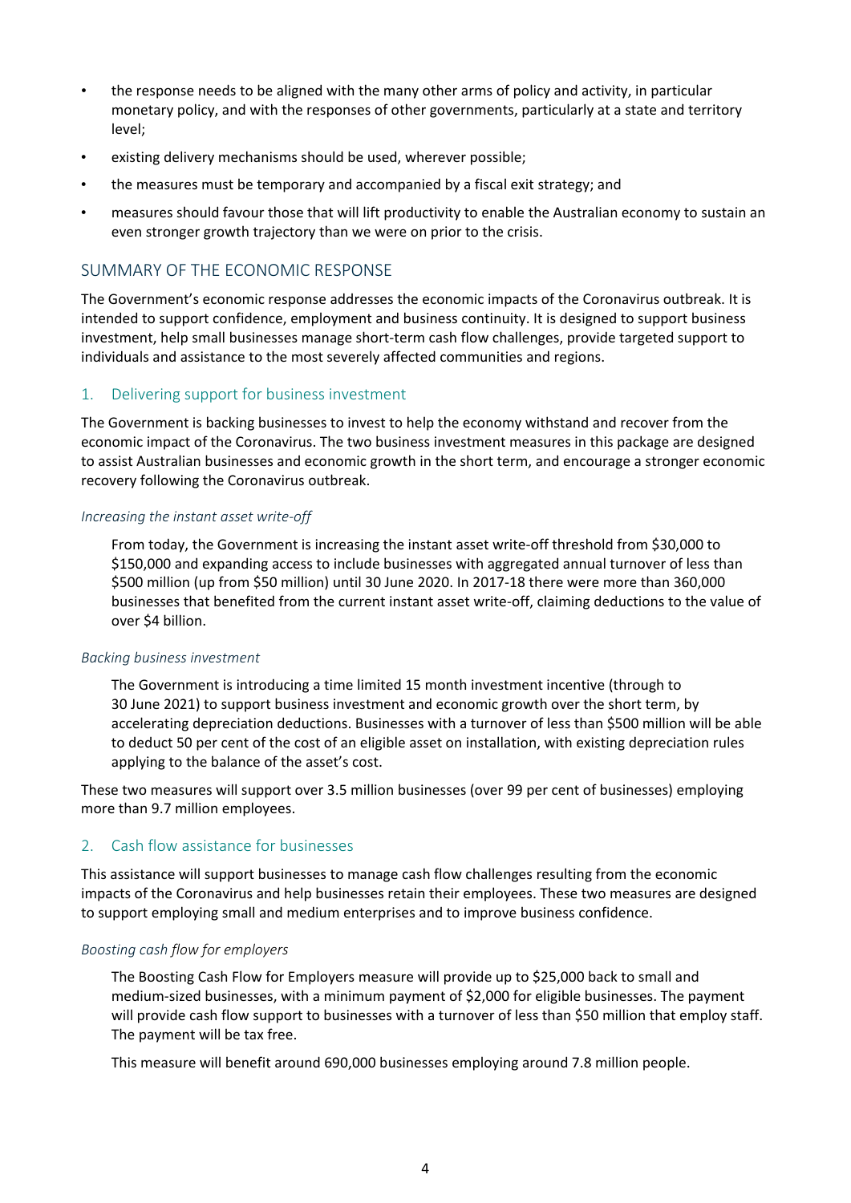- the response needs to be aligned with the many other arms of policy and activity, in particular monetary policy, and with the responses of other governments, particularly at a state and territory level;
- existing delivery mechanisms should be used, wherever possible;
- the measures must be temporary and accompanied by a fiscal exit strategy; and
- measures should favour those that will lift productivity to enable the Australian economy to sustain an even stronger growth trajectory than we were on prior to the crisis.

## SUMMARY OF THE ECONOMIC RESPONSE

The Government's economic response addresses the economic impacts of the Coronavirus outbreak. It is intended to support confidence, employment and business continuity. It is designed to support business investment, help small businesses manage short-term cash flow challenges, provide targeted support to individuals and assistance to the most severely affected communities and regions.

### 1. Delivering support for business investment

The Government is backing businesses to invest to help the economy withstand and recover from the economic impact of the Coronavirus. The two business investment measures in this package are designed to assist Australian businesses and economic growth in the short term, and encourage a stronger economic recovery following the Coronavirus outbreak.

*Increasing the instant asset write-off*

From today, the Government is increasing the instant asset write-off threshold from $30,000 to $150,000 and expanding access to include businesses with aggregated annual turnover of less than $500 million (up from $50 million) until 30 June 2020. In 2017-18 there were more than 360,000 businesses that benefited from the current instant asset write-off, claiming deductions to the value of over $4 billion.

*Backing business investment*

The Government is introducing a time limited 15 month investment incentive (through to 30 June 2021) to support business investment and economic growth over the short term, by accelerating depreciation deductions. Businesses with a turnover of less than $500 million will be able to deduct 50 per cent of the cost of an eligible asset on installation, with existing depreciation rules applying to the balance of the asset's cost.

These two measures will support over 3.5 million businesses (over 99 per cent of businesses) employing more than 9.7 million employees.

### 2. Cash flow assistance for businesses

This assistance will support businesses to manage cash flow challenges resulting from the economic impacts of the Coronavirus and help businesses retain their employees. These two measures are designed to support employing small and medium enterprises and to improve business confidence.

*Boosting cash flow for employers*

The Boosting Cash Flow for Employers measure will provide up to $25,000 back to small and medium-sized businesses, with a minimum payment of $2,000 for eligible businesses. The payment will provide cash flow support to businesses with a turnover of less than $50 million that employ staff. The payment will be tax free.

This measure will benefit around 690,000 businesses employing around 7.8 million people.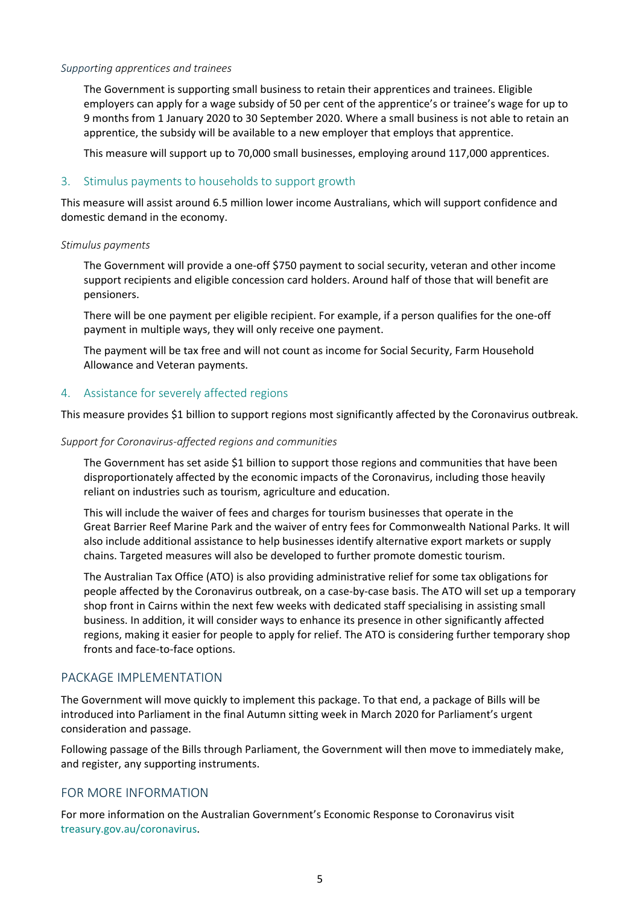*Supporting apprentices and trainees*

The Government is supporting small business to retain their apprentices and trainees. Eligible employers can apply for a wage subsidy of 50 per cent of the apprentice's or trainee's wage for up to 9 months from 1 January 2020 to 30 September 2020. Where a small business is not able to retain an apprentice, the subsidy will be available to a new employer that employs that apprentice.

This measure will support up to 70,000 small businesses, employing around 117,000 apprentices.

## 3. Stimulus payments to households to support growth

This measure will assist around 6.5 million lower income Australians, which will support confidence and domestic demand in the economy.

*Stimulus payments*

The Government will provide a one-off $750 payment to social security, veteran and other income support recipients and eligible concession card holders. Around half of those that will benefit are pensioners.

There will be one payment per eligible recipient. For example, if a person qualifies for the one-off payment in multiple ways, they will only receive one payment.

The payment will be tax free and will not count as income for Social Security, Farm Household Allowance and Veteran payments.

## 4. Assistance for severely affected regions

This measure provides $1 billion to support regions most significantly affected by the Coronavirus outbreak.

*Support for Coronavirus-affected regions and communities*

The Government has set aside $1 billion to support those regions and communities that have been disproportionately affected by the economic impacts of the Coronavirus, including those heavily reliant on industries such as tourism, agriculture and education.

This will include the waiver of fees and charges for tourism businesses that operate in the Great Barrier Reef Marine Park and the waiver of entry fees for Commonwealth National Parks. It will also include additional assistance to help businesses identify alternative export markets or supply chains. Targeted measures will also be developed to further promote domestic tourism.

The Australian Tax Office (ATO) is also providing administrative relief for some tax obligations for people affected by the Coronavirus outbreak, on a case-by-case basis. The ATO will set up a temporary shop front in Cairns within the next few weeks with dedicated staff specialising in assisting small business. In addition, it will consider ways to enhance its presence in other significantly affected regions, making it easier for people to apply for relief. The ATO is considering further temporary shop fronts and face-to-face options.

## PACKAGE IMPLEMENTATION

The Government will move quickly to implement this package. To that end, a package of Bills will be introduced into Parliament in the final Autumn sitting week in March 2020 for Parliament's urgent consideration and passage.

Following passage of the Bills through Parliament, the Government will then move to immediately make, and register, any supporting instruments.

## FOR MORE INFORMATION

For more information on the Australian Government's Economic Response to Coronavirus visit treasury.gov.au/coronavirus.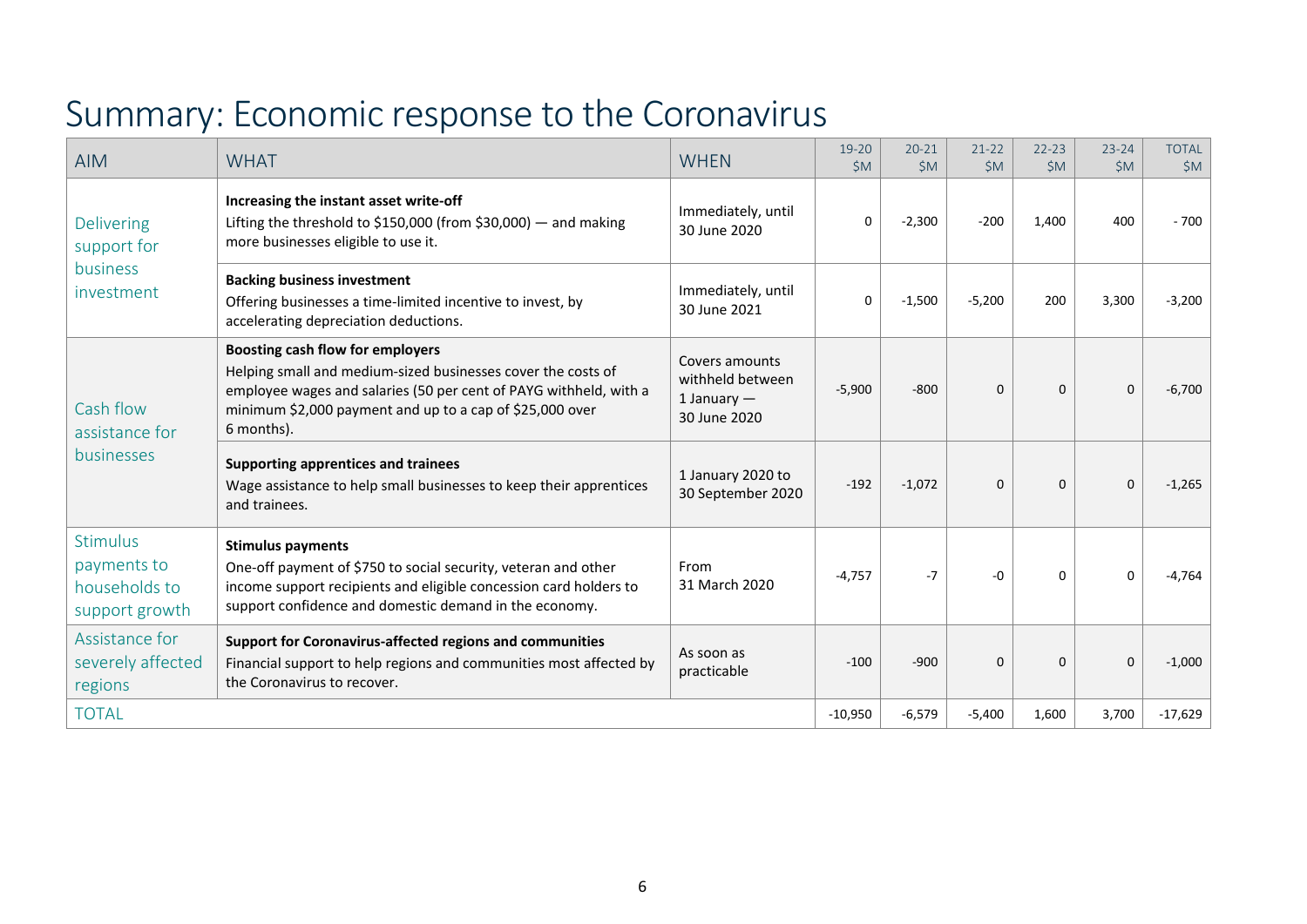# Summary: Economic response to the Coronavirus

| AIM | WHAT | WHEN | 19-20 $M | 20-21 $M | 21-22 $M | 22-23 $M | 23-24 $M | TOTAL $M |
|---|---|---|---|---|---|---|---|---|
| Delivering support for business investment | **Increasing the instant asset write-off** Lifting the threshold to $150,000 (from $30,000) — and making more businesses eligible to use it. | Immediately, until 30 June 2020 | 0 | -2,300 | -200 | 1,400 | 400 | - 700 |
| | **Backing business investment** Offering businesses a time-limited incentive to invest, by accelerating depreciation deductions. | Immediately, until 30 June 2021 | 0 | -1,500 | -5,200 | 200 | 3,300 | -3,200 |
| Cash flow assistance for businesses | **Boosting cash flow for employers** Helping small and medium-sized businesses cover the costs of employee wages and salaries (50 per cent of PAYG withheld, with a minimum $2,000 payment and up to a cap of $25,000 over 6 months). | Covers amounts withheld between 1 January — 30 June 2020 | -5,900 | -800 | 0 | 0 | 0 | -6,700 |
| | **Supporting apprentices and trainees** Wage assistance to help small businesses to keep their apprentices and trainees. | 1 January 2020 to 30 September 2020 | -192 | -1,072 | 0 | 0 | 0 | -1,265 |
| Stimulus payments to households to support growth | **Stimulus payments** One-off payment of $750 to social security, veteran and other income support recipients and eligible concession card holders to support confidence and domestic demand in the economy. | From 31 March 2020 | -4,757 | -7 | -0 | 0 | 0 | -4,764 |
| Assistance for severely affected regions | **Support for Coronavirus-affected regions and communities** Financial support to help regions and communities most affected by the Coronavirus to recover. | As soon as practicable | -100 | -900 | 0 | 0 | 0 | -1,000 |
| TOTAL | | | -10,950 | -6,579 | -5,400 | 1,600 | 3,700 | -17,629 |